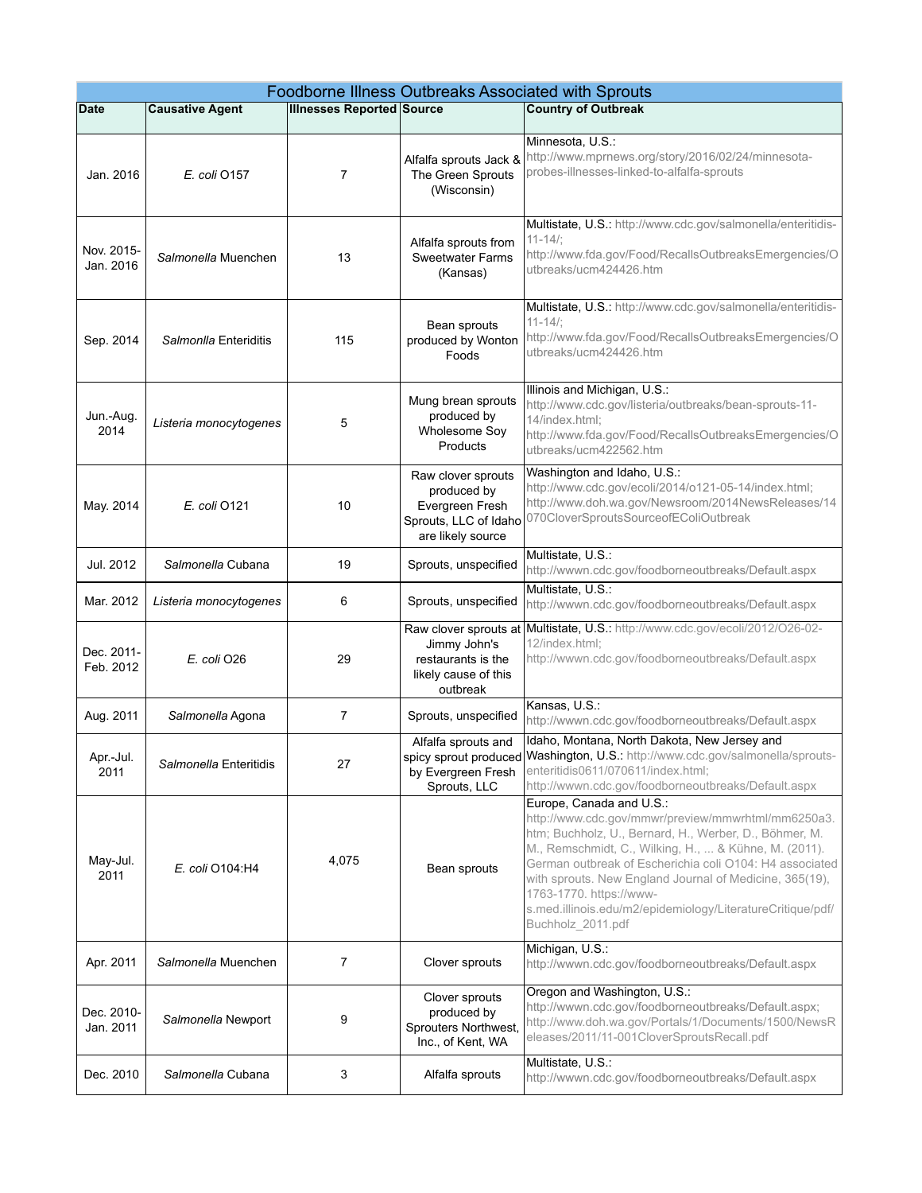| Foodborne Illness Outbreaks Associated with Sprouts | | | | |
|---|---|---|---|---|
| **Date** | **Causative Agent** | **Illnesses Reported** | **Source** | **Country of Outbreak** |
| Jan. 2016 | *E. coli* O157 | 7 | Alfalfa sprouts Jack & The Green Sprouts (Wisconsin) | Minnesota, U.S.: http://www.mprnews.org/story/2016/02/24/minnesota-probes-illnesses-linked-to-alfalfa-sprouts |
| Nov. 2015-Jan. 2016 | *Salmonella* Muenchen | 13 | Alfalfa sprouts from Sweetwater Farms (Kansas) | Multistate, U.S.: http://www.cdc.gov/salmonella/enteritidis-11-14/; http://www.fda.gov/Food/RecallsOutbreaksEmergencies/Outbreaks/ucm424426.htm |
| Sep. 2014 | *Salmonlla* Enteriditis | 115 | Bean sprouts produced by Wonton Foods | Multistate, U.S.: http://www.cdc.gov/salmonella/enteritidis-11-14/; http://www.fda.gov/Food/RecallsOutbreaksEmergencies/Outbreaks/ucm424426.htm |
| Jun.-Aug. 2014 | *Listeria monocytogenes* | 5 | Mung brean sprouts produced by Wholesome Soy Products | Illinois and Michigan, U.S.: http://www.cdc.gov/listeria/outbreaks/bean-sprouts-11-14/index.html; http://www.fda.gov/Food/RecallsOutbreaksEmergencies/Outbreaks/ucm422562.htm |
| May. 2014 | *E. coli* O121 | 10 | Raw clover sprouts produced by Evergreen Fresh Sprouts, LLC of Idaho are likely source | Washington and Idaho, U.S.: http://www.cdc.gov/ecoli/2014/o121-05-14/index.html; http://www.doh.wa.gov/Newsroom/2014NewsReleases/14070CloverSproutsSourceofEColiOutbreak |
| Jul. 2012 | *Salmonella* Cubana | 19 | Sprouts, unspecified | Multistate, U.S.: http://wwwn.cdc.gov/foodborneoutbreaks/Default.aspx |
| Mar. 2012 | *Listeria monocytogenes* | 6 | Sprouts, unspecified | Multistate, U.S.: http://wwwn.cdc.gov/foodborneoutbreaks/Default.aspx |
| Dec. 2011-Feb. 2012 | *E. coli* O26 | 29 | Raw clover sprouts at Jimmy John's restaurants is the likely cause of this outbreak | Multistate, U.S.: http://www.cdc.gov/ecoli/2012/O26-02-12/index.html; http://wwwn.cdc.gov/foodborneoutbreaks/Default.aspx |
| Aug. 2011 | *Salmonella* Agona | 7 | Sprouts, unspecified | Kansas, U.S.: http://wwwn.cdc.gov/foodborneoutbreaks/Default.aspx |
| Apr.-Jul. 2011 | *Salmonella* Enteritidis | 27 | Alfalfa sprouts and spicy sprout produced by Evergreen Fresh Sprouts, LLC | Idaho, Montana, North Dakota, New Jersey and Washington, U.S.: http://www.cdc.gov/salmonella/sprouts-enteritidis0611/070611/index.html; http://wwwn.cdc.gov/foodborneoutbreaks/Default.aspx |
| May-Jul. 2011 | *E. coli* O104:H4 | 4,075 | Bean sprouts | Europe, Canada and U.S.: http://www.cdc.gov/mmwr/preview/mmwrhtml/mm6250a3.htm; Buchholz, U., Bernard, H., Werber, D., Böhmer, M. M., Remschmidt, C., Wilking, H., ... & Kühne, M. (2011). German outbreak of Escherichia coli O104: H4 associated with sprouts. New England Journal of Medicine, 365(19), 1763-1770. https://www-s.med.illinois.edu/m2/epidemiology/LiteratureCritique/pdf/Buchholz_2011.pdf |
| Apr. 2011 | *Salmonella* Muenchen | 7 | Clover sprouts | Michigan, U.S.: http://wwwn.cdc.gov/foodborneoutbreaks/Default.aspx |
| Dec. 2010-Jan. 2011 | *Salmonella* Newport | 9 | Clover sprouts produced by Sprouters Northwest, Inc., of Kent, WA | Oregon and Washington, U.S.: http://wwwn.cdc.gov/foodborneoutbreaks/Default.aspx; http://www.doh.wa.gov/Portals/1/Documents/1500/NewsReleases/2011/11-001CloverSproutsRecall.pdf |
| Dec. 2010 | *Salmonella* Cubana | 3 | Alfalfa sprouts | Multistate, U.S.: http://wwwn.cdc.gov/foodborneoutbreaks/Default.aspx |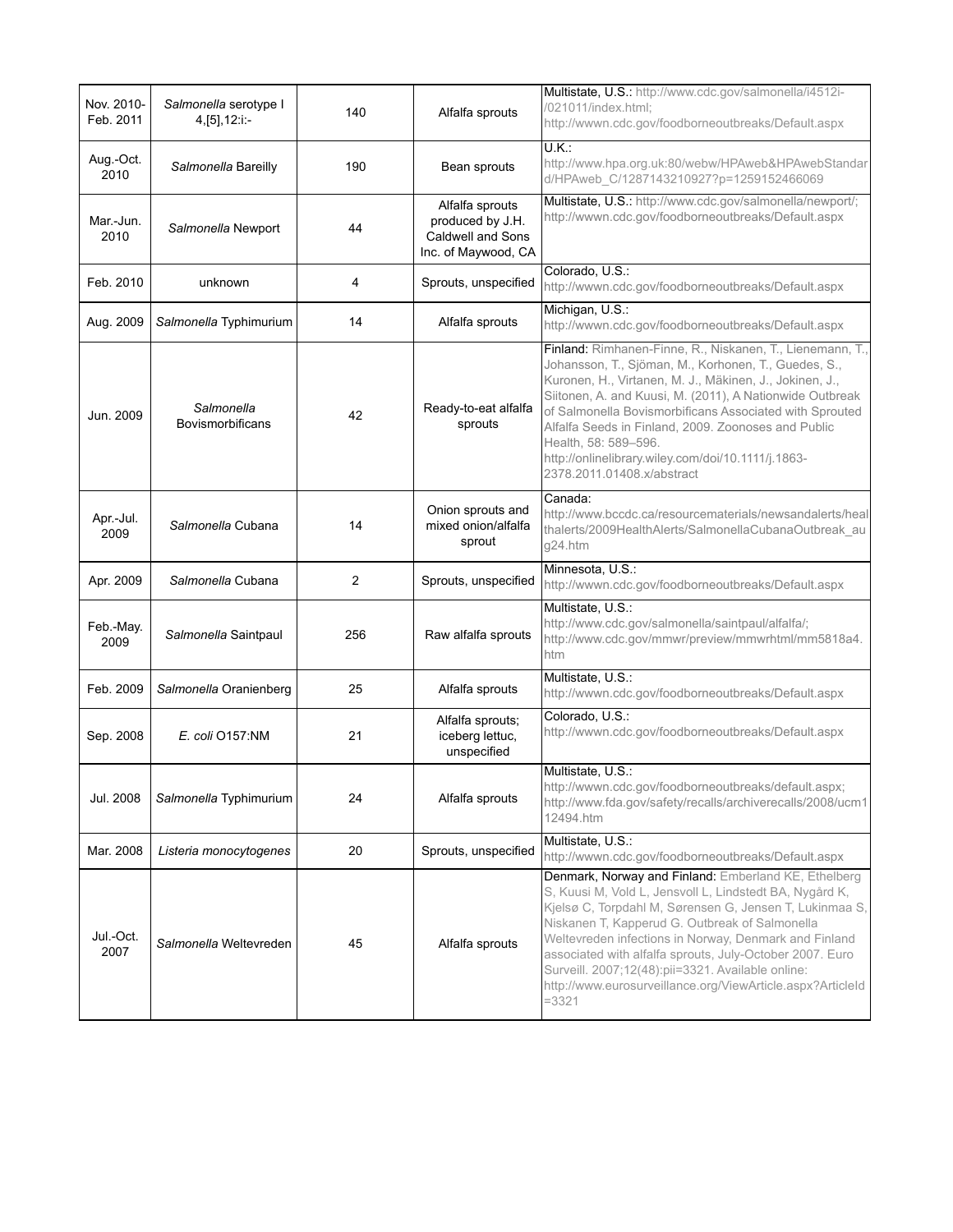| Nov. 2010-Feb. 2011 | *Salmonella* serotype I 4,[5],12:i:- | 140 | Alfalfa sprouts | Multistate, U.S.: http://www.cdc.gov/salmonella/i4512i-/021011/index.html; http://wwwn.cdc.gov/foodborneoutbreaks/Default.aspx |
|---|---|---|---|---|
| Aug.-Oct. 2010 | *Salmonella* Bareilly | 190 | Bean sprouts | U.K.: http://www.hpa.org.uk:80/webw/HPAweb&HPAwebStandard/HPAweb_C/1287143210927?p=1259152466069 |
| Mar.-Jun. 2010 | *Salmonella* Newport | 44 | Alfalfa sprouts produced by J.H. Caldwell and Sons Inc. of Maywood, CA | Multistate, U.S.: http://www.cdc.gov/salmonella/newport/; http://wwwn.cdc.gov/foodborneoutbreaks/Default.aspx |
| Feb. 2010 | unknown | 4 | Sprouts, unspecified | Colorado, U.S.: http://wwwn.cdc.gov/foodborneoutbreaks/Default.aspx |
| Aug. 2009 | *Salmonella* Typhimurium | 14 | Alfalfa sprouts | Michigan, U.S.: http://wwwn.cdc.gov/foodborneoutbreaks/Default.aspx |
| Jun. 2009 | *Salmonella* Bovismorbificans | 42 | Ready-to-eat alfalfa sprouts | Finland: Rimhanen-Finne, R., Niskanen, T., Lienemann, T., Johansson, T., Sjöman, M., Korhonen, T., Guedes, S., Kuronen, H., Virtanen, M. J., Mäkinen, J., Jokinen, J., Siitonen, A. and Kuusi, M. (2011), A Nationwide Outbreak of Salmonella Bovismorbificans Associated with Sprouted Alfalfa Seeds in Finland, 2009. Zoonoses and Public Health, 58: 589–596. http://onlinelibrary.wiley.com/doi/10.1111/j.1863-2378.2011.01408.x/abstract |
| Apr.-Jul. 2009 | *Salmonella* Cubana | 14 | Onion sprouts and mixed onion/alfalfa sprout | Canada: http://www.bccdc.ca/resourcematerials/newsandalerts/healthalerts/2009HealthAlerts/SalmonellaCubanaOutbreak_aug24.htm |
| Apr. 2009 | *Salmonella* Cubana | 2 | Sprouts, unspecified | Minnesota, U.S.: http://wwwn.cdc.gov/foodborneoutbreaks/Default.aspx |
| Feb.-May. 2009 | *Salmonella* Saintpaul | 256 | Raw alfalfa sprouts | Multistate, U.S.: http://www.cdc.gov/salmonella/saintpaul/alfalfa/; http://www.cdc.gov/mmwr/preview/mmwrhtml/mm5818a4.htm |
| Feb. 2009 | *Salmonella* Oranienberg | 25 | Alfalfa sprouts | Multistate, U.S.: http://wwwn.cdc.gov/foodborneoutbreaks/Default.aspx |
| Sep. 2008 | *E. coli* O157:NM | 21 | Alfalfa sprouts; iceberg lettuc, unspecified | Colorado, U.S.: http://wwwn.cdc.gov/foodborneoutbreaks/Default.aspx |
| Jul. 2008 | *Salmonella* Typhimurium | 24 | Alfalfa sprouts | Multistate, U.S.: http://wwwn.cdc.gov/foodborneoutbreaks/default.aspx; http://www.fda.gov/safety/recalls/archiverecalls/2008/ucm112494.htm |
| Mar. 2008 | *Listeria monocytogenes* | 20 | Sprouts, unspecified | Multistate, U.S.: http://wwwn.cdc.gov/foodborneoutbreaks/Default.aspx |
| Jul.-Oct. 2007 | *Salmonella* Weltevreden | 45 | Alfalfa sprouts | Denmark, Norway and Finland: Emberland KE, Ethelberg S, Kuusi M, Vold L, Jensvoll L, Lindstedt BA, Nygård K, Kjelsø C, Torpdahl M, Sørensen G, Jensen T, Lukinmaa S, Niskanen T, Kapperud G. Outbreak of Salmonella Weltevreden infections in Norway, Denmark and Finland associated with alfalfa sprouts, July-October 2007. Euro Surveill. 2007;12(48):pii=3321. Available online: http://www.eurosurveillance.org/ViewArticle.aspx?ArticleId=3321 |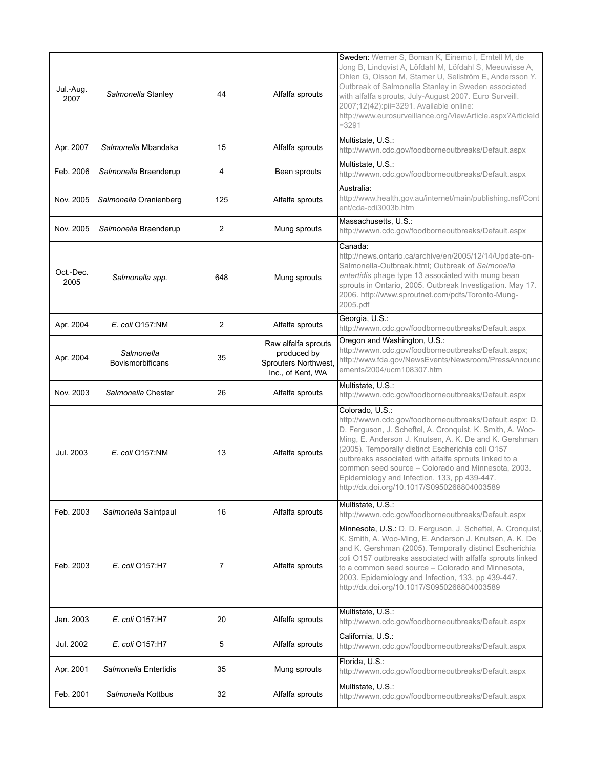| Jul.-Aug. 2007 | *Salmonella* Stanley | 44 | Alfalfa sprouts | Sweden: Werner S, Boman K, Einemo I, Erntell M, de Jong B, Lindqvist A, Löfdahl M, Löfdahl S, Meeuwisse A, Ohlen G, Olsson M, Stamer U, Sellström E, Andersson Y. Outbreak of Salmonella Stanley in Sweden associated with alfalfa sprouts, July-August 2007. Euro Surveill. 2007;12(42):pii=3291. Available online: http://www.eurosurveillance.org/ViewArticle.aspx?ArticleId=3291 |
|---|---|---|---|---|
| Apr. 2007 | *Salmonella* Mbandaka | 15 | Alfalfa sprouts | Multistate, U.S.: http://wwwn.cdc.gov/foodborneoutbreaks/Default.aspx |
| Feb. 2006 | *Salmonella* Braenderup | 4 | Bean sprouts | Multistate, U.S.: http://wwwn.cdc.gov/foodborneoutbreaks/Default.aspx |
| Nov. 2005 | *Salmonella* Oranienberg | 125 | Alfalfa sprouts | Australia: http://www.health.gov.au/internet/main/publishing.nsf/Content/cda-cdi3003b.htm |
| Nov. 2005 | *Salmonella* Braenderup | 2 | Mung sprouts | Massachusetts, U.S.: http://wwwn.cdc.gov/foodborneoutbreaks/Default.aspx |
| Oct.-Dec. 2005 | *Salmonella spp.* | 648 | Mung sprouts | Canada: http://news.ontario.ca/archive/en/2005/12/14/Update-on-Salmonella-Outbreak.html; Outbreak of *Salmonella entertidis* phage type 13 associated with mung bean sprouts in Ontario, 2005. Outbreak Investigation. May 17. 2006. http://www.sproutnet.com/pdfs/Toronto-Mung-2005.pdf |
| Apr. 2004 | *E. coli* O157:NM | 2 | Alfalfa sprouts | Georgia, U.S.: http://wwwn.cdc.gov/foodborneoutbreaks/Default.aspx |
| Apr. 2004 | *Salmonella* Bovismorbificans | 35 | Raw alfalfa sprouts produced by Sprouters Northwest, Inc., of Kent, WA | Oregon and Washington, U.S.: http://wwwn.cdc.gov/foodborneoutbreaks/Default.aspx; http://www.fda.gov/NewsEvents/Newsroom/PressAnnouncements/2004/ucm108307.htm |
| Nov. 2003 | *Salmonella* Chester | 26 | Alfalfa sprouts | Multistate, U.S.: http://wwwn.cdc.gov/foodborneoutbreaks/Default.aspx |
| Jul. 2003 | *E. coli* O157:NM | 13 | Alfalfa sprouts | Colorado, U.S.: http://wwwn.cdc.gov/foodborneoutbreaks/Default.aspx; D. D. Ferguson, J. Scheftel, A. Cronquist, K. Smith, A. Woo-Ming, E. Anderson J. Knutsen, A. K. De and K. Gershman (2005). Temporally distinct Escherichia coli O157 outbreaks associated with alfalfa sprouts linked to a common seed source – Colorado and Minnesota, 2003. Epidemiology and Infection, 133, pp 439-447. http://dx.doi.org/10.1017/S0950268804003589 |
| Feb. 2003 | *Salmonella* Saintpaul | 16 | Alfalfa sprouts | Multistate, U.S.: http://wwwn.cdc.gov/foodborneoutbreaks/Default.aspx |
| Feb. 2003 | *E. coli* O157:H7 | 7 | Alfalfa sprouts | Minnesota, U.S.: D. D. Ferguson, J. Scheftel, A. Cronquist, K. Smith, A. Woo-Ming, E. Anderson J. Knutsen, A. K. De and K. Gershman (2005). Temporally distinct Escherichia coli O157 outbreaks associated with alfalfa sprouts linked to a common seed source – Colorado and Minnesota, 2003. Epidemiology and Infection, 133, pp 439-447. http://dx.doi.org/10.1017/S0950268804003589 |
| Jan. 2003 | *E. coli* O157:H7 | 20 | Alfalfa sprouts | Multistate, U.S.: http://wwwn.cdc.gov/foodborneoutbreaks/Default.aspx |
| Jul. 2002 | *E. coli* O157:H7 | 5 | Alfalfa sprouts | California, U.S.: http://wwwn.cdc.gov/foodborneoutbreaks/Default.aspx |
| Apr. 2001 | *Salmonella* Entertidis | 35 | Mung sprouts | Florida, U.S.: http://wwwn.cdc.gov/foodborneoutbreaks/Default.aspx |
| Feb. 2001 | *Salmonella* Kottbus | 32 | Alfalfa sprouts | Multistate, U.S.: http://wwwn.cdc.gov/foodborneoutbreaks/Default.aspx |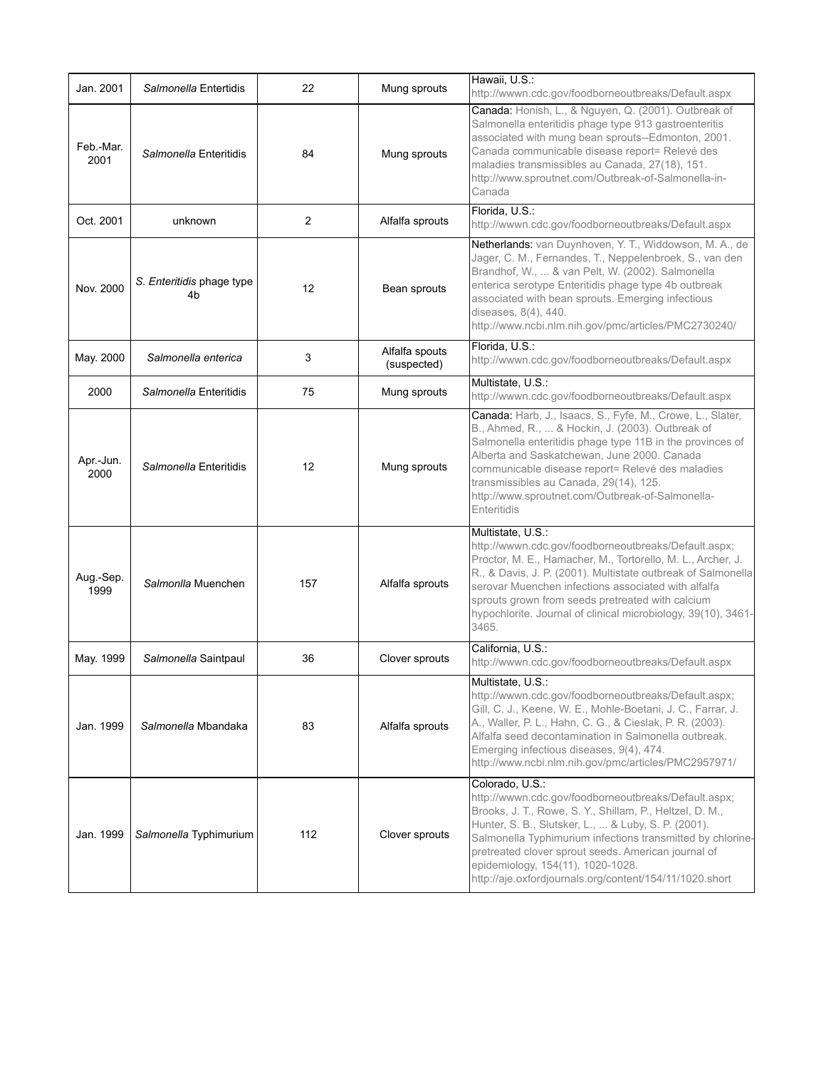| Jan. 2001 | *Salmonella* Entertidis | 22 | Mung sprouts | Hawaii, U.S.: http://wwwn.cdc.gov/foodborneoutbreaks/Default.aspx |
|---|---|---|---|---|
| Feb.-Mar. 2001 | *Salmonella* Enteritidis | 84 | Mung sprouts | **Canada:** Honish, L., & Nguyen, Q. (2001). Outbreak of Salmonella enteritidis phage type 913 gastroenteritis associated with mung bean sprouts--Edmonton, 2001. Canada communicable disease report= Relevé des maladies transmissibles au Canada, 27(18), 151. http://www.sproutnet.com/Outbreak-of-Salmonella-in-Canada |
| Oct. 2001 | unknown | 2 | Alfalfa sprouts | Florida, U.S.: http://wwwn.cdc.gov/foodborneoutbreaks/Default.aspx |
| Nov. 2000 | *S. Enteritidis* phage type 4b | 12 | Bean sprouts | **Netherlands:** van Duynhoven, Y. T., Widdowson, M. A., de Jager, C. M., Fernandes, T., Neppelenbroek, S., van den Brandhof, W., ... & van Pelt, W. (2002). Salmonella enterica serotype Enteritidis phage type 4b outbreak associated with bean sprouts. Emerging infectious diseases, 8(4), 440. http://www.ncbi.nlm.nih.gov/pmc/articles/PMC2730240/ |
| May. 2000 | *Salmonella enterica* | 3 | Alfalfa spouts (suspected) | Florida, U.S.: http://wwwn.cdc.gov/foodborneoutbreaks/Default.aspx |
| 2000 | *Salmonella* Enteritidis | 75 | Mung sprouts | Multistate, U.S.: http://wwwn.cdc.gov/foodborneoutbreaks/Default.aspx |
| Apr.-Jun. 2000 | *Salmonella* Enteritidis | 12 | Mung sprouts | **Canada:** Harb, J., Isaacs, S., Fyfe, M., Crowe, L., Slater, B., Ahmed, R., ... & Hockin, J. (2003). Outbreak of Salmonella enteritidis phage type 11B in the provinces of Alberta and Saskatchewan, June 2000. Canada communicable disease report= Relevé des maladies transmissibles au Canada, 29(14), 125. http://www.sproutnet.com/Outbreak-of-Salmonella-Enteritidis |
| Aug.-Sep. 1999 | *Salmonlla* Muenchen | 157 | Alfalfa sprouts | Multistate, U.S.: http://wwwn.cdc.gov/foodborneoutbreaks/Default.aspx; Proctor, M. E., Hamacher, M., Tortorello, M. L., Archer, J. R., & Davis, J. P. (2001). Multistate outbreak of Salmonella serovar Muenchen infections associated with alfalfa sprouts grown from seeds pretreated with calcium hypochlorite. Journal of clinical microbiology, 39(10), 3461-3465. |
| May. 1999 | *Salmonella* Saintpaul | 36 | Clover sprouts | California, U.S.: http://wwwn.cdc.gov/foodborneoutbreaks/Default.aspx |
| Jan. 1999 | *Salmonella* Mbandaka | 83 | Alfalfa sprouts | Multistate, U.S.: http://wwwn.cdc.gov/foodborneoutbreaks/Default.aspx; Gill, C. J., Keene, W. E., Mohle-Boetani, J. C., Farrar, J. A., Waller, P. L., Hahn, C. G., & Cieslak, P. R. (2003). Alfalfa seed decontamination in Salmonella outbreak. Emerging infectious diseases, 9(4), 474. http://www.ncbi.nlm.nih.gov/pmc/articles/PMC2957971/ |
| Jan. 1999 | *Salmonella* Typhimurium | 112 | Clover sprouts | Colorado, U.S.: http://wwwn.cdc.gov/foodborneoutbreaks/Default.aspx; Brooks, J. T., Rowe, S. Y., Shillam, P., Heltzel, D. M., Hunter, S. B., Slutsker, L., ... & Luby, S. P. (2001). Salmonella Typhimurium infections transmitted by chlorine-pretreated clover sprout seeds. American journal of epidemiology, 154(11), 1020-1028. http://aje.oxfordjournals.org/content/154/11/1020.short |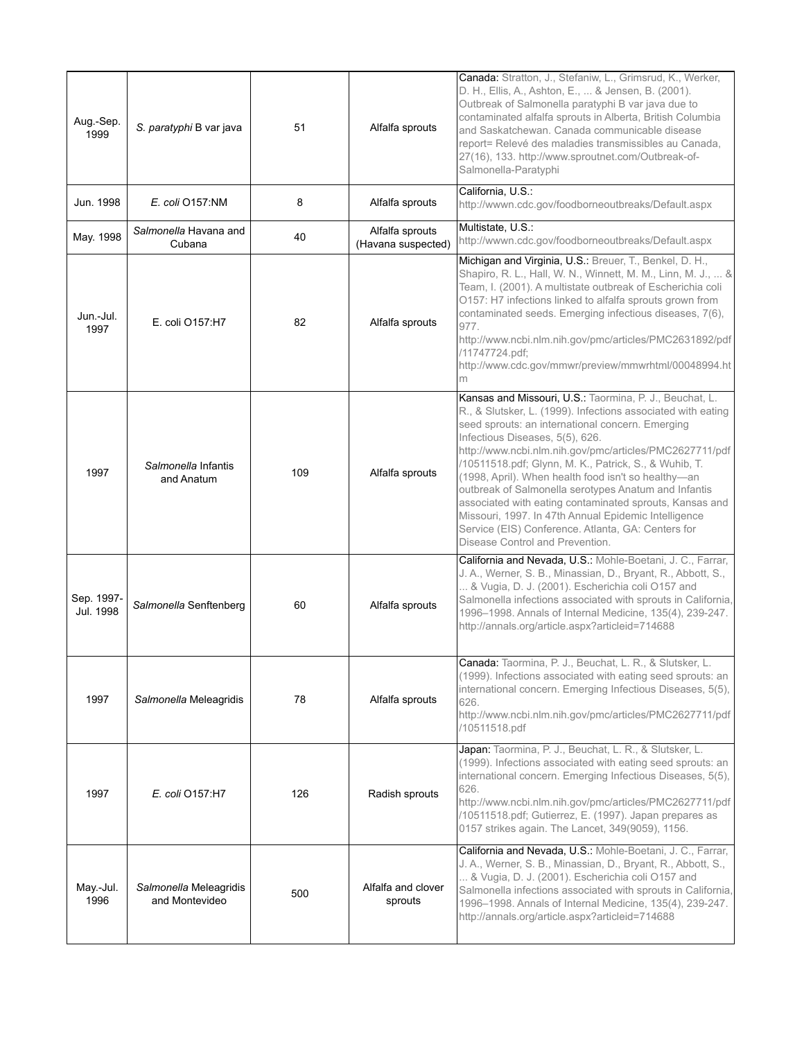| Aug.-Sep. 1999 | *S. paratyphi* B var java | 51 | Alfalfa sprouts | **Canada:** Stratton, J., Stefaniw, L., Grimsrud, K., Werker, D. H., Ellis, A., Ashton, E., ... & Jensen, B. (2001). Outbreak of Salmonella paratyphi B var java due to contaminated alfalfa sprouts in Alberta, British Columbia and Saskatchewan. Canada communicable disease report= Relevé des maladies transmissibles au Canada, 27(16), 133. http://www.sproutnet.com/Outbreak-of-Salmonella-Paratyphi |
|---|---|---|---|---|
| Jun. 1998 | *E. coli* O157:NM | 8 | Alfalfa sprouts | California, U.S.: http://wwwn.cdc.gov/foodborneoutbreaks/Default.aspx |
| May. 1998 | *Salmonella* Havana and Cubana | 40 | Alfalfa sprouts (Havana suspected) | Multistate, U.S.: http://wwwn.cdc.gov/foodborneoutbreaks/Default.aspx |
| Jun.-Jul. 1997 | E. coli O157:H7 | 82 | Alfalfa sprouts | **Michigan and Virginia, U.S.:** Breuer, T., Benkel, D. H., Shapiro, R. L., Hall, W. N., Winnett, M. M., Linn, M. J., ... & Team, I. (2001). A multistate outbreak of Escherichia coli O157: H7 infections linked to alfalfa sprouts grown from contaminated seeds. Emerging infectious diseases, 7(6), 977. http://www.ncbi.nlm.nih.gov/pmc/articles/PMC2631892/pdf/11747724.pdf; http://www.cdc.gov/mmwr/preview/mmwrhtml/00048994.htm |
| 1997 | *Salmonella* Infantis and Anatum | 109 | Alfalfa sprouts | **Kansas and Missouri, U.S.:** Taormina, P. J., Beuchat, L. R., & Slutsker, L. (1999). Infections associated with eating seed sprouts: an international concern. Emerging Infectious Diseases, 5(5), 626. http://www.ncbi.nlm.nih.gov/pmc/articles/PMC2627711/pdf/10511518.pdf; Glynn, M. K., Patrick, S., & Wuhib, T. (1998, April). When health food isn't so healthy—an outbreak of Salmonella serotypes Anatum and Infantis associated with eating contaminated sprouts, Kansas and Missouri, 1997. In 47th Annual Epidemic Intelligence Service (EIS) Conference. Atlanta, GA: Centers for Disease Control and Prevention. |
| Sep. 1997-Jul. 1998 | *Salmonella* Senftenberg | 60 | Alfalfa sprouts | **California and Nevada, U.S.:** Mohle-Boetani, J. C., Farrar, J. A., Werner, S. B., Minassian, D., Bryant, R., Abbott, S., ... & Vugia, D. J. (2001). Escherichia coli O157 and Salmonella infections associated with sprouts in California, 1996–1998. Annals of Internal Medicine, 135(4), 239-247. http://annals.org/article.aspx?articleid=714688 |
| 1997 | *Salmonella* Meleagridis | 78 | Alfalfa sprouts | **Canada:** Taormina, P. J., Beuchat, L. R., & Slutsker, L. (1999). Infections associated with eating seed sprouts: an international concern. Emerging Infectious Diseases, 5(5), 626. http://www.ncbi.nlm.nih.gov/pmc/articles/PMC2627711/pdf/10511518.pdf |
| 1997 | *E. coli* O157:H7 | 126 | Radish sprouts | **Japan:** Taormina, P. J., Beuchat, L. R., & Slutsker, L. (1999). Infections associated with eating seed sprouts: an international concern. Emerging Infectious Diseases, 5(5), 626. http://www.ncbi.nlm.nih.gov/pmc/articles/PMC2627711/pdf/10511518.pdf; Gutierrez, E. (1997). Japan prepares as 0157 strikes again. The Lancet, 349(9059), 1156. |
| May.-Jul. 1996 | *Salmonella* Meleagridis and Montevideo | 500 | Alfalfa and clover sprouts | **California and Nevada, U.S.:** Mohle-Boetani, J. C., Farrar, J. A., Werner, S. B., Minassian, D., Bryant, R., Abbott, S., ... & Vugia, D. J. (2001). Escherichia coli O157 and Salmonella infections associated with sprouts in California, 1996–1998. Annals of Internal Medicine, 135(4), 239-247. http://annals.org/article.aspx?articleid=714688 |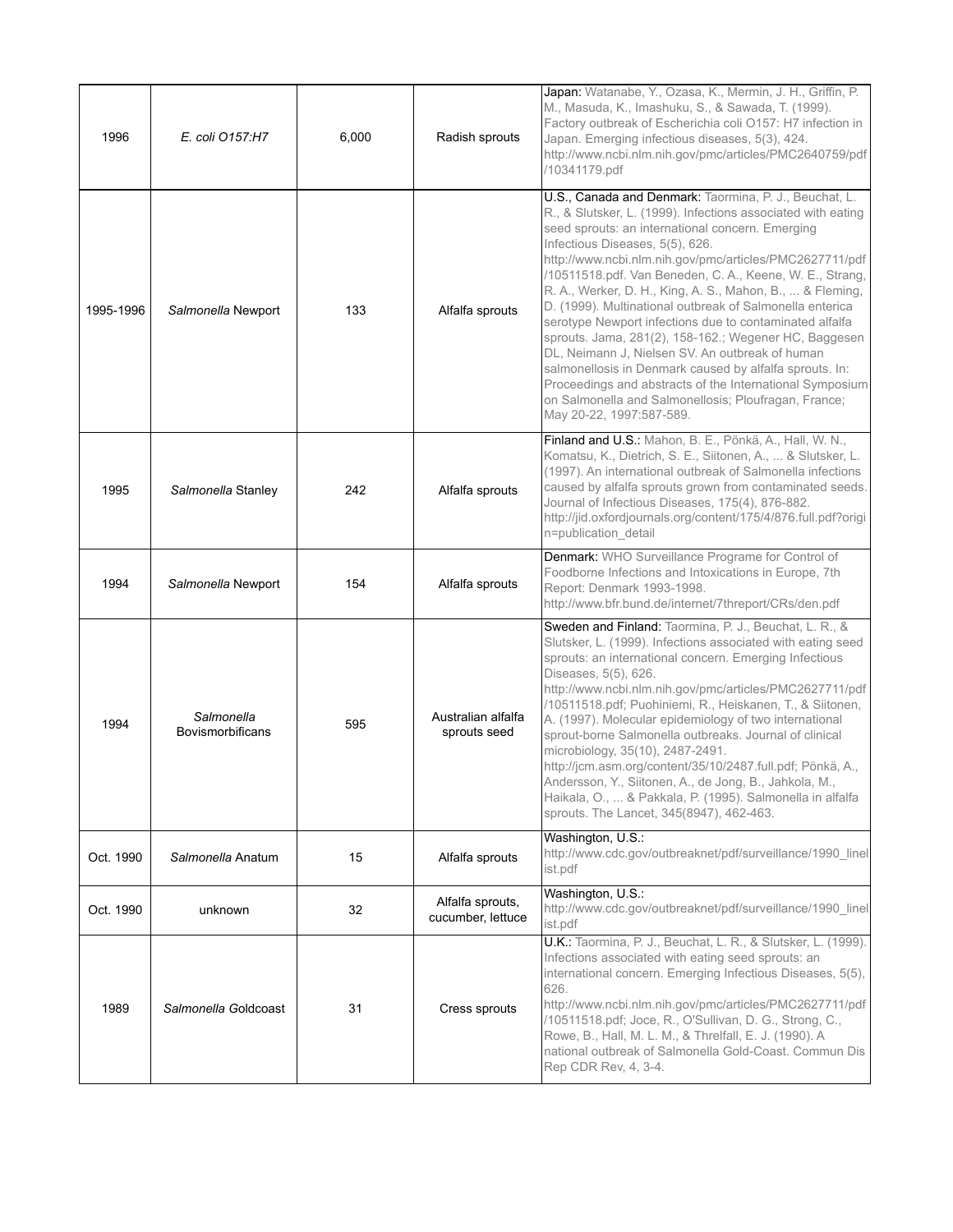| 1996 | *E. coli O157:H7* | 6,000 | Radish sprouts | **Japan:** Watanabe, Y., Ozasa, K., Mermin, J. H., Griffin, P. M., Masuda, K., Imashuku, S., & Sawada, T. (1999). Factory outbreak of Escherichia coli O157: H7 infection in Japan. Emerging infectious diseases, 5(3), 424. http://www.ncbi.nlm.nih.gov/pmc/articles/PMC2640759/pdf/10341179.pdf |
|---|---|---|---|---|
| 1995-1996 | *Salmonella* Newport | 133 | Alfalfa sprouts | **U.S., Canada and Denmark:** Taormina, P. J., Beuchat, L. R., & Slutsker, L. (1999). Infections associated with eating seed sprouts: an international concern. Emerging Infectious Diseases, 5(5), 626. http://www.ncbi.nlm.nih.gov/pmc/articles/PMC2627711/pdf/10511518.pdf. Van Beneden, C. A., Keene, W. E., Strang, R. A., Werker, D. H., King, A. S., Mahon, B., ... & Fleming, D. (1999). Multinational outbreak of Salmonella enterica serotype Newport infections due to contaminated alfalfa sprouts. Jama, 281(2), 158-162.; Wegener HC, Baggesen DL, Neimann J, Nielsen SV. An outbreak of human salmonellosis in Denmark caused by alfalfa sprouts. In: Proceedings and abstracts of the International Symposium on Salmonella and Salmonellosis; Ploufragan, France; May 20-22, 1997:587-589. |
| 1995 | *Salmonella* Stanley | 242 | Alfalfa sprouts | **Finland and U.S.:** Mahon, B. E., Pönkä, A., Hall, W. N., Komatsu, K., Dietrich, S. E., Siitonen, A., ... & Slutsker, L. (1997). An international outbreak of Salmonella infections caused by alfalfa sprouts grown from contaminated seeds. Journal of Infectious Diseases, 175(4), 876-882. http://jid.oxfordjournals.org/content/175/4/876.full.pdf?origin=publication_detail |
| 1994 | *Salmonella* Newport | 154 | Alfalfa sprouts | **Denmark:** WHO Surveillance Programe for Control of Foodborne Infections and Intoxications in Europe, 7th Report: Denmark 1993-1998. http://www.bfr.bund.de/internet/7threport/CRs/den.pdf |
| 1994 | *Salmonella* Bovismorbificans | 595 | Australian alfalfa sprouts seed | **Sweden and Finland:** Taormina, P. J., Beuchat, L. R., & Slutsker, L. (1999). Infections associated with eating seed sprouts: an international concern. Emerging Infectious Diseases, 5(5), 626. http://www.ncbi.nlm.nih.gov/pmc/articles/PMC2627711/pdf/10511518.pdf; Puohiniemi, R., Heiskanen, T., & Siitonen, A. (1997). Molecular epidemiology of two international sprout-borne Salmonella outbreaks. Journal of clinical microbiology, 35(10), 2487-2491. http://jcm.asm.org/content/35/10/2487.full.pdf; Pönkä, A., Andersson, Y., Siitonen, A., de Jong, B., Jahkola, M., Haikala, O., ... & Pakkala, P. (1995). Salmonella in alfalfa sprouts. The Lancet, 345(8947), 462-463. |
| Oct. 1990 | *Salmonella* Anatum | 15 | Alfalfa sprouts | **Washington, U.S.:** http://www.cdc.gov/outbreaknet/pdf/surveillance/1990_linelist.pdf |
| Oct. 1990 | unknown | 32 | Alfalfa sprouts, cucumber, lettuce | **Washington, U.S.:** http://www.cdc.gov/outbreaknet/pdf/surveillance/1990_linelist.pdf |
| 1989 | *Salmonella* Goldcoast | 31 | Cress sprouts | **U.K.:** Taormina, P. J., Beuchat, L. R., & Slutsker, L. (1999). Infections associated with eating seed sprouts: an international concern. Emerging Infectious Diseases, 5(5), 626. http://www.ncbi.nlm.nih.gov/pmc/articles/PMC2627711/pdf/10511518.pdf; Joce, R., O'Sullivan, D. G., Strong, C., Rowe, B., Hall, M. L. M., & Threlfall, E. J. (1990). A national outbreak of Salmonella Gold-Coast. Commun Dis Rep CDR Rev, 4, 3-4. |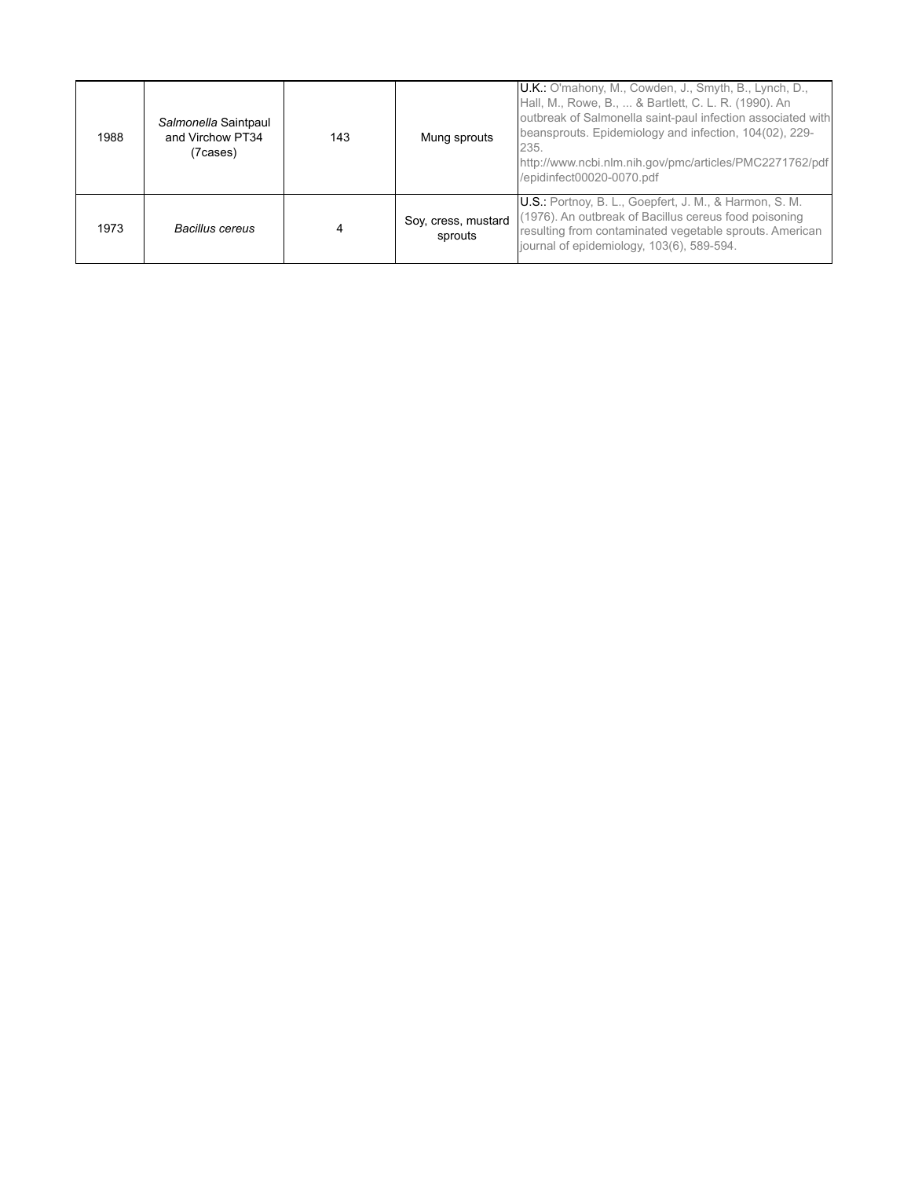| | | | | |
|---|---|---|---|---|
| 1988 | *Salmonella* Saintpaul and Virchow PT34 (7cases) | 143 | Mung sprouts | **U.K.:** O'mahony, M., Cowden, J., Smyth, B., Lynch, D., Hall, M., Rowe, B., ... & Bartlett, C. L. R. (1990). An outbreak of Salmonella saint-paul infection associated with beansprouts. Epidemiology and infection, 104(02), 229-235. http://www.ncbi.nlm.nih.gov/pmc/articles/PMC2271762/pdf/epidinfect00020-0070.pdf |
| 1973 | *Bacillus cereus* | 4 | Soy, cress, mustard sprouts | **U.S.:** Portnoy, B. L., Goepfert, J. M., & Harmon, S. M. (1976). An outbreak of Bacillus cereus food poisoning resulting from contaminated vegetable sprouts. American journal of epidemiology, 103(6), 589-594. |